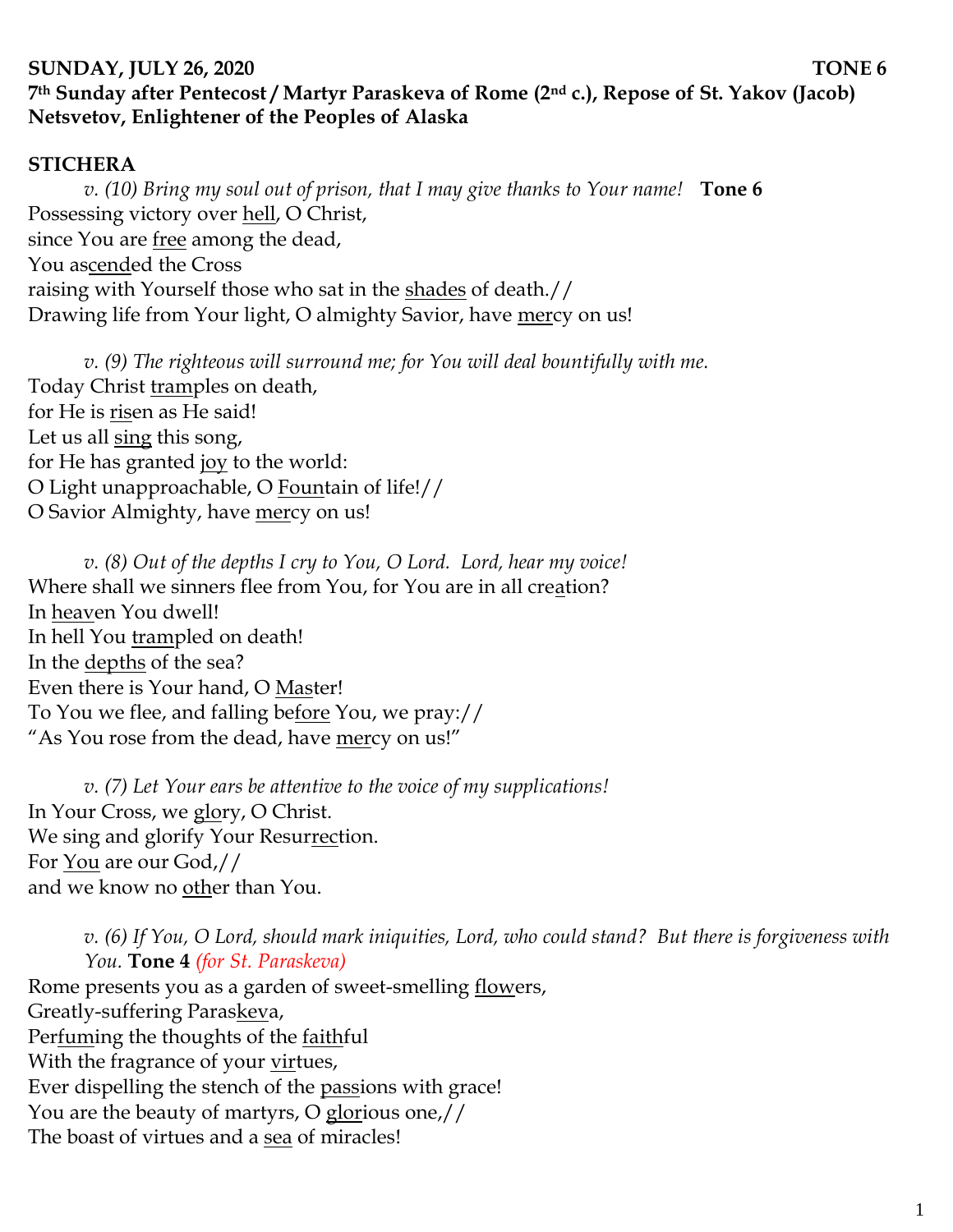**SUNDAY, JULY 26, 2020** **TONE 6**

**7th Sunday after Pentecost / Martyr Paraskeva of Rome (2nd c.), Repose of St. Yakov (Jacob) Netsvetov, Enlightener of the Peoples of Alaska**

**STICHERA**

*v. (10) Bring my soul out of prison, that I may give thanks to Your name!* **Tone 6**

Possessing victory over hell, O Christ,
since You are free among the dead,
You ascended the Cross
raising with Yourself those who sat in the shades of death.//
Drawing life from Your light, O almighty Savior, have mercy on us!

*v. (9) The righteous will surround me; for You will deal bountifully with me.*

Today Christ tramples on death,
for He is risen as He said!
Let us all sing this song,
for He has granted joy to the world:
O Light unapproachable, O Fountain of life!//
O Savior Almighty, have mercy on us!

*v. (8) Out of the depths I cry to You, O Lord. Lord, hear my voice!*

Where shall we sinners flee from You, for You are in all creation?
In heaven You dwell!
In hell You trampled on death!
In the depths of the sea?
Even there is Your hand, O Master!
To You we flee, and falling before You, we pray://
"As You rose from the dead, have mercy on us!"

*v. (7) Let Your ears be attentive to the voice of my supplications!*

In Your Cross, we glory, O Christ.
We sing and glorify Your Resurrection.
For You are our God,//
and we know no other than You.

*v. (6) If You, O Lord, should mark iniquities, Lord, who could stand? But there is forgiveness with You.* **Tone 4** *(for St. Paraskeva)*

Rome presents you as a garden of sweet-smelling flowers,
Greatly-suffering Paraskeva,
Perfuming the thoughts of the faithful
With the fragrance of your virtues,
Ever dispelling the stench of the passions with grace!
You are the beauty of martyrs, O glorious one,//
The boast of virtues and a sea of miracles!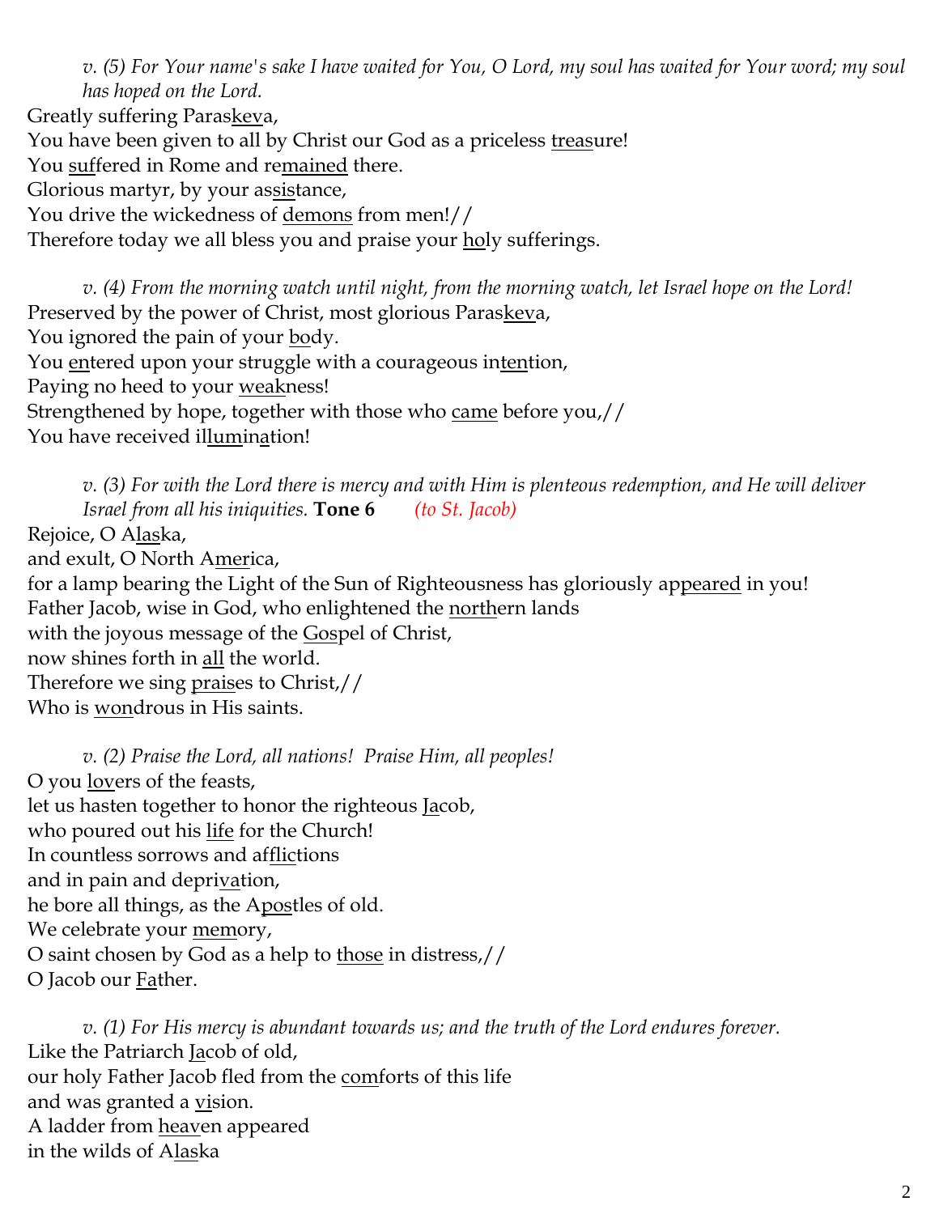*v. (5) For Your name's sake I have waited for You, O Lord, my soul has waited for Your word; my soul has hoped on the Lord.*

Greatly suffering Paras<u>kev</u>a,
You have been given to all by Christ our God as a priceless <u>trea</u>sure!
You <u>suf</u>fered in Rome and re<u>mained</u> there.
Glorious martyr, by your as<u>sis</u>tance,
You drive the wickedness of <u>demons</u> from men!//
Therefore today we all bless you and praise your <u>ho</u>ly sufferings.

*v. (4) From the morning watch until night, from the morning watch, let Israel hope on the Lord!*

Preserved by the power of Christ, most glorious Paras<u>kev</u>a,
You ignored the pain of your <u>bo</u>dy.
You <u>en</u>tered upon your struggle with a courageous in<u>ten</u>tion,
Paying no heed to your <u>weak</u>ness!
Strengthened by hope, together with those who <u>came</u> before you,//
You have received il<u>lu</u>mi<u>na</u>tion!

*v. (3) For with the Lord there is mercy and with Him is plenteous redemption, and He will deliver Israel from all his iniquities.* **Tone 6** *(to St. Jacob)*

Rejoice, O A<u>las</u>ka,
and exult, O North A<u>mer</u>ica,
for a lamp bearing the Light of the Sun of Righteousness has gloriously ap<u>peared</u> in you!
Father Jacob, wise in God, who enlightened the <u>north</u>ern lands
with the joyous message of the <u>Gos</u>pel of Christ,
now shines forth in <u>all</u> the world.
Therefore we sing <u>prais</u>es to Christ,//
Who is <u>won</u>drous in His saints.

*v. (2) Praise the Lord, all nations! Praise Him, all peoples!*

O you <u>lov</u>ers of the feasts,
let us hasten together to honor the righteous <u>Ja</u>cob,
who poured out his <u>life</u> for the Church!
In countless sorrows and af<u>flic</u>tions
and in pain and depri<u>va</u>tion,
he bore all things, as the A<u>pos</u>tles of old.
We celebrate your <u>mem</u>ory,
O saint chosen by God as a help to <u>those</u> in distress,//
O Jacob our <u>Fa</u>ther.

*v. (1) For His mercy is abundant towards us; and the truth of the Lord endures forever.*

Like the Patriarch <u>Ja</u>cob of old,
our holy Father Jacob fled from the <u>com</u>forts of this life
and was granted a <u>vi</u>sion.
A ladder from <u>heav</u>en appeared
in the wilds of A<u>las</u>ka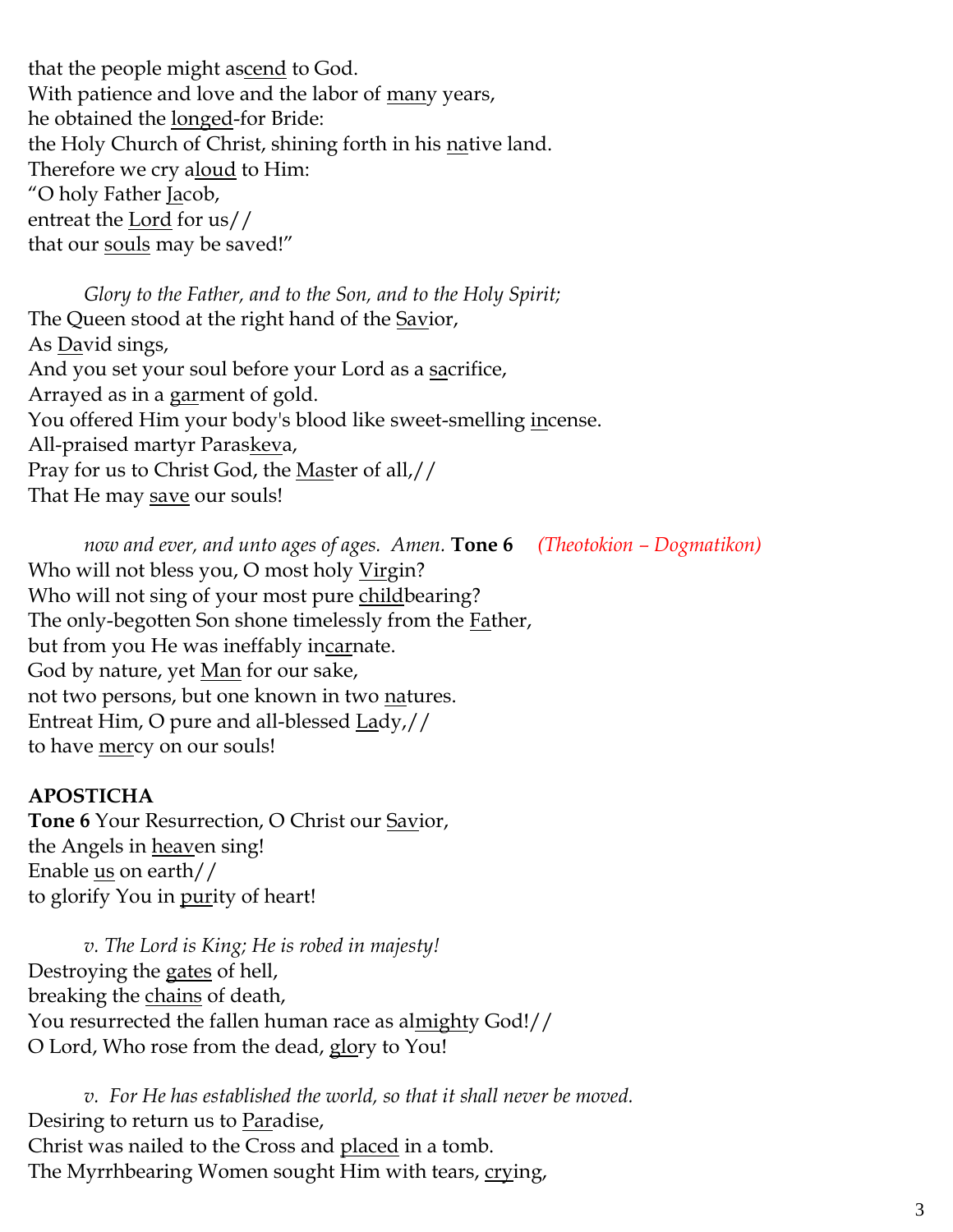that the people might ascend to God.
With patience and love and the labor of many years,
he obtained the longed-for Bride:
the Holy Church of Christ, shining forth in his native land.
Therefore we cry aloud to Him:
"O holy Father Jacob,
entreat the Lord for us//
that our souls may be saved!"

*Glory to the Father, and to the Son, and to the Holy Spirit;*
The Queen stood at the right hand of the Savior,
As David sings,
And you set your soul before your Lord as a sacrifice,
Arrayed as in a garment of gold.
You offered Him your body's blood like sweet-smelling incense.
All-praised martyr Paraskeva,
Pray for us to Christ God, the Master of all,//
That He may save our souls!

*now and ever, and unto ages of ages. Amen.* **Tone 6** *(Theotokion – Dogmatikon)*
Who will not bless you, O most holy Virgin?
Who will not sing of your most pure childbearing?
The only-begotten Son shone timelessly from the Father,
but from you He was ineffably incarnate.
God by nature, yet Man for our sake,
not two persons, but one known in two natures.
Entreat Him, O pure and all-blessed Lady,//
to have mercy on our souls!

**APOSTICHA**
**Tone 6** Your Resurrection, O Christ our Savior,
the Angels in heaven sing!
Enable us on earth//
to glorify You in purity of heart!

*v. The Lord is King; He is robed in majesty!*
Destroying the gates of hell,
breaking the chains of death,
You resurrected the fallen human race as almighty God!//
O Lord, Who rose from the dead, glory to You!

*v. For He has established the world, so that it shall never be moved.*
Desiring to return us to Paradise,
Christ was nailed to the Cross and placed in a tomb.
The Myrrhbearing Women sought Him with tears, crying,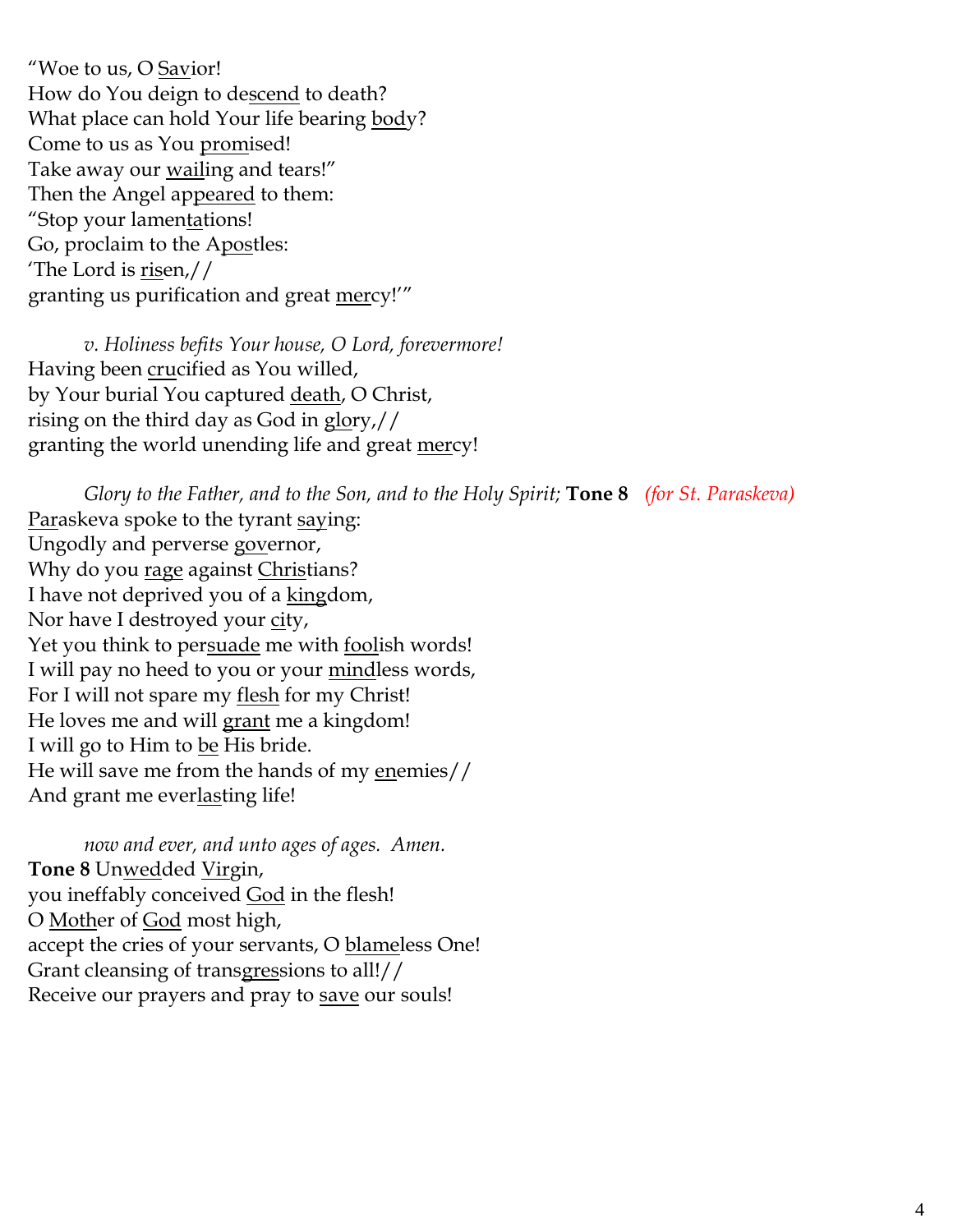"Woe to us, O <u>Sav</u>ior!
How do You deign to de<u>scend</u> to death?
What place can hold Your life bearing <u>bod</u>y?
Come to us as You <u>prom</u>ised!
Take away our <u>wail</u>ing and tears!"
Then the Angel ap<u>peared</u> to them:
"Stop your lamen<u>ta</u>tions!
Go, proclaim to the A<u>pos</u>tles:
'The Lord is <u>ris</u>en,//
granting us purification and great <u>mer</u>cy!'"

*v. Holiness befits Your house, O Lord, forevermore!*
Having been <u>cru</u>cified as You willed,
by Your burial You captured <u>death</u>, O Christ,
rising on the third day as God in <u>glo</u>ry,//
granting the world unending life and great <u>mer</u>cy!

*Glory to the Father, and to the Son, and to the Holy Spirit;* **Tone 8** *(for St. Paraskeva)*
<u>Par</u>askeva spoke to the tyrant <u>say</u>ing:
Ungodly and perverse <u>gov</u>ernor,
Why do you <u>rage</u> against <u>Chris</u>tians?
I have not deprived you of a <u>king</u>dom,
Nor have I destroyed your <u>ci</u>ty,
Yet you think to per<u>suade</u> me with <u>fool</u>ish words!
I will pay no heed to you or your <u>mind</u>less words,
For I will not spare my <u>flesh</u> for my Christ!
He loves me and will <u>grant</u> me a kingdom!
I will go to Him to <u>be</u> His bride.
He will save me from the hands of my <u>en</u>emies//
And grant me ever<u>las</u>ting life!

*now and ever, and unto ages of ages. Amen.*
**Tone 8** Un<u>wed</u>ded <u>Vir</u>gin,
you ineffably conceived <u>God</u> in the flesh!
O <u>Moth</u>er of <u>God</u> most high,
accept the cries of your servants, O <u>blame</u>less One!
Grant cleansing of trans<u>gres</u>sions to all!//
Receive our prayers and pray to <u>save</u> our souls!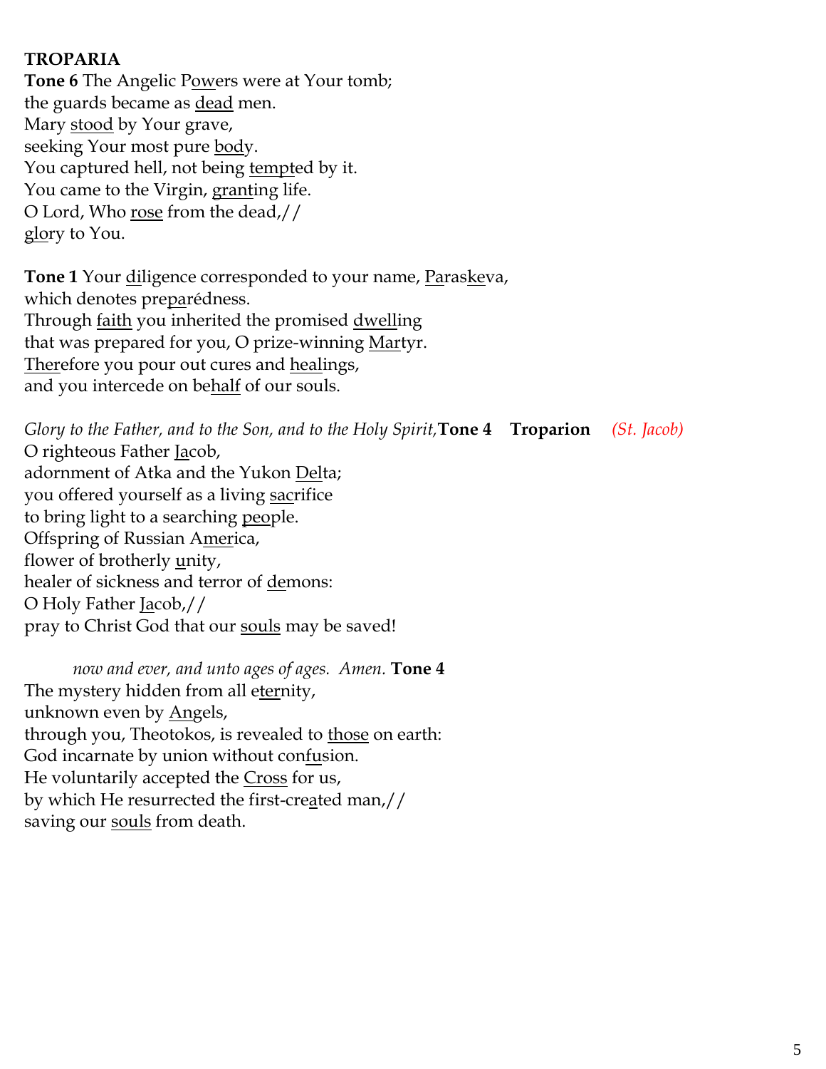**TROPARIA**

**Tone 6** The Angelic Powers were at Your tomb;
the guards became as dead men.
Mary stood by Your grave,
seeking Your most pure body.
You captured hell, not being tempted by it.
You came to the Virgin, granting life.
O Lord, Who rose from the dead,//
glory to You.

**Tone 1** Your diligence corresponded to your name, Paraskeva,
which denotes preparédness.
Through faith you inherited the promised dwelling
that was prepared for you, O prize-winning Martyr.
Therefore you pour out cures and healings,
and you intercede on behalf of our souls.

*Glory to the Father, and to the Son, and to the Holy Spirit,* **Tone 4 Troparion** *(St. Jacob)*
O righteous Father Jacob,
adornment of Atka and the Yukon Delta;
you offered yourself as a living sacrifice
to bring light to a searching people.
Offspring of Russian America,
flower of brotherly unity,
healer of sickness and terror of demons:
O Holy Father Jacob,//
pray to Christ God that our souls may be saved!

*now and ever, and unto ages of ages. Amen.* **Tone 4**
The mystery hidden from all eternity,
unknown even by Angels,
through you, Theotokos, is revealed to those on earth:
God incarnate by union without confusion.
He voluntarily accepted the Cross for us,
by which He resurrected the first-created man,//
saving our souls from death.